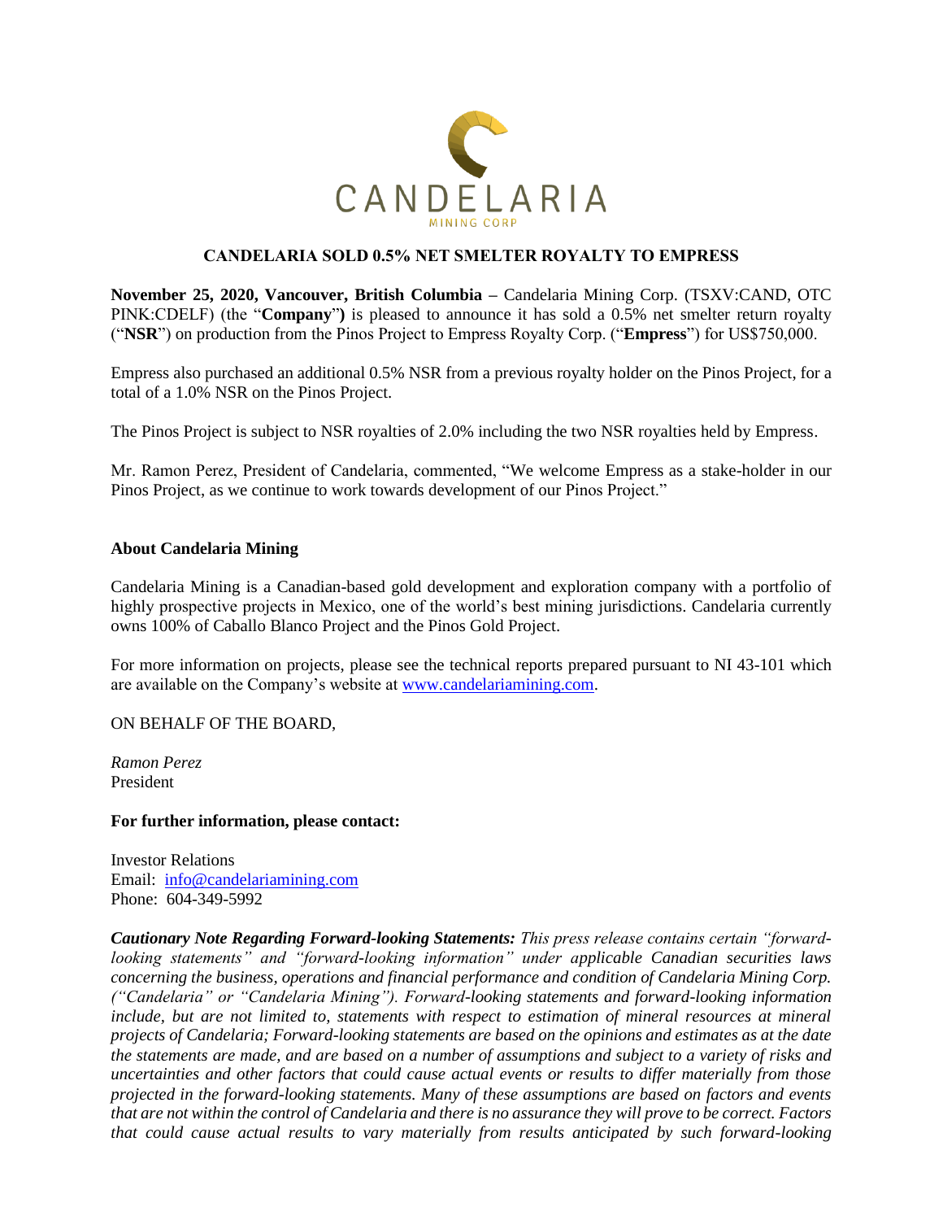# CANDELARIA SOLD 0.5% NET SMELTER ROYALTY TO EMPRESS

**November 25, 2020, Vancouver, British Columbia** – Candelaria Mining Corp. (TSXV:CAND, OTC PINK:CDELF) (the "**Company**") is pleased to announce it has sold a 0.5% net smelter return royalty ("**NSR**") on production from the Pinos Project to Empress Royalty Corp. ("**Empress**") for US$750,000.

Empress also purchased an additional 0.5% NSR from a previous royalty holder on the Pinos Project, for a total of a 1.0% NSR on the Pinos Project.

The Pinos Project is subject to NSR royalties of 2.0% including the two NSR royalties held by Empress.

Mr. Ramon Perez, President of Candelaria, commented, "We welcome Empress as a stake-holder in our Pinos Project, as we continue to work towards development of our Pinos Project."

## About Candelaria Mining

Candelaria Mining is a Canadian-based gold development and exploration company with a portfolio of highly prospective projects in Mexico, one of the world's best mining jurisdictions. Candelaria currently owns 100% of Caballo Blanco Project and the Pinos Gold Project.

For more information on projects, please see the technical reports prepared pursuant to NI 43-101 which are available on the Company's website at www.candelariamining.com.

ON BEHALF OF THE BOARD,

*Ramon Perez*
President

**For further information, please contact:**

Investor Relations
Email: info@candelariamining.com
Phone: 604-349-5992

***Cautionary Note Regarding Forward-looking Statements:*** *This press release contains certain "forward-looking statements" and "forward-looking information" under applicable Canadian securities laws concerning the business, operations and financial performance and condition of Candelaria Mining Corp. ("Candelaria" or "Candelaria Mining"). Forward-looking statements and forward-looking information include, but are not limited to, statements with respect to estimation of mineral resources at mineral projects of Candelaria; Forward-looking statements are based on the opinions and estimates as at the date the statements are made, and are based on a number of assumptions and subject to a variety of risks and uncertainties and other factors that could cause actual events or results to differ materially from those projected in the forward-looking statements. Many of these assumptions are based on factors and events that are not within the control of Candelaria and there is no assurance they will prove to be correct. Factors that could cause actual results to vary materially from results anticipated by such forward-looking*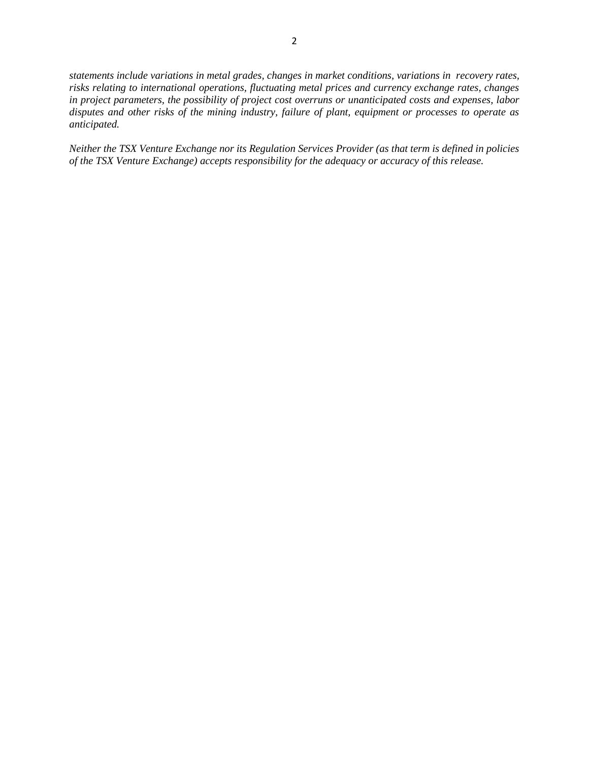*statements include variations in metal grades, changes in market conditions, variations in recovery rates, risks relating to international operations, fluctuating metal prices and currency exchange rates, changes in project parameters, the possibility of project cost overruns or unanticipated costs and expenses, labor disputes and other risks of the mining industry, failure of plant, equipment or processes to operate as anticipated.*

*Neither the TSX Venture Exchange nor its Regulation Services Provider (as that term is defined in policies of the TSX Venture Exchange) accepts responsibility for the adequacy or accuracy of this release.*